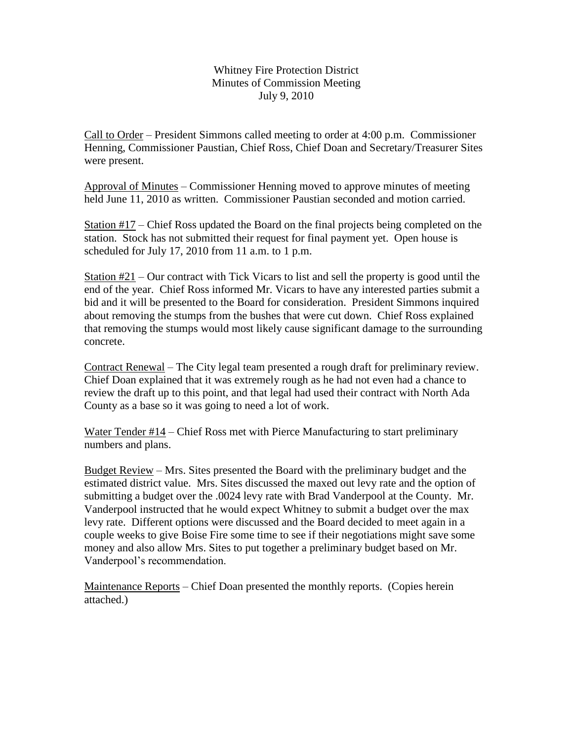Whitney Fire Protection District
Minutes of Commission Meeting
July 9, 2010

<u>Call to Order</u> – President Simmons called meeting to order at 4:00 p.m. Commissioner Henning, Commissioner Paustian, Chief Ross, Chief Doan and Secretary/Treasurer Sites were present.

<u>Approval of Minutes</u> – Commissioner Henning moved to approve minutes of meeting held June 11, 2010 as written. Commissioner Paustian seconded and motion carried.

<u>Station #17</u> – Chief Ross updated the Board on the final projects being completed on the station. Stock has not submitted their request for final payment yet. Open house is scheduled for July 17, 2010 from 11 a.m. to 1 p.m.

<u>Station #21</u> – Our contract with Tick Vicars to list and sell the property is good until the end of the year. Chief Ross informed Mr. Vicars to have any interested parties submit a bid and it will be presented to the Board for consideration. President Simmons inquired about removing the stumps from the bushes that were cut down. Chief Ross explained that removing the stumps would most likely cause significant damage to the surrounding concrete.

<u>Contract Renewal</u> – The City legal team presented a rough draft for preliminary review. Chief Doan explained that it was extremely rough as he had not even had a chance to review the draft up to this point, and that legal had used their contract with North Ada County as a base so it was going to need a lot of work.

<u>Water Tender #14</u> – Chief Ross met with Pierce Manufacturing to start preliminary numbers and plans.

<u>Budget Review</u> – Mrs. Sites presented the Board with the preliminary budget and the estimated district value. Mrs. Sites discussed the maxed out levy rate and the option of submitting a budget over the .0024 levy rate with Brad Vanderpool at the County. Mr. Vanderpool instructed that he would expect Whitney to submit a budget over the max levy rate. Different options were discussed and the Board decided to meet again in a couple weeks to give Boise Fire some time to see if their negotiations might save some money and also allow Mrs. Sites to put together a preliminary budget based on Mr. Vanderpool's recommendation.

<u>Maintenance Reports</u> – Chief Doan presented the monthly reports. (Copies herein attached.)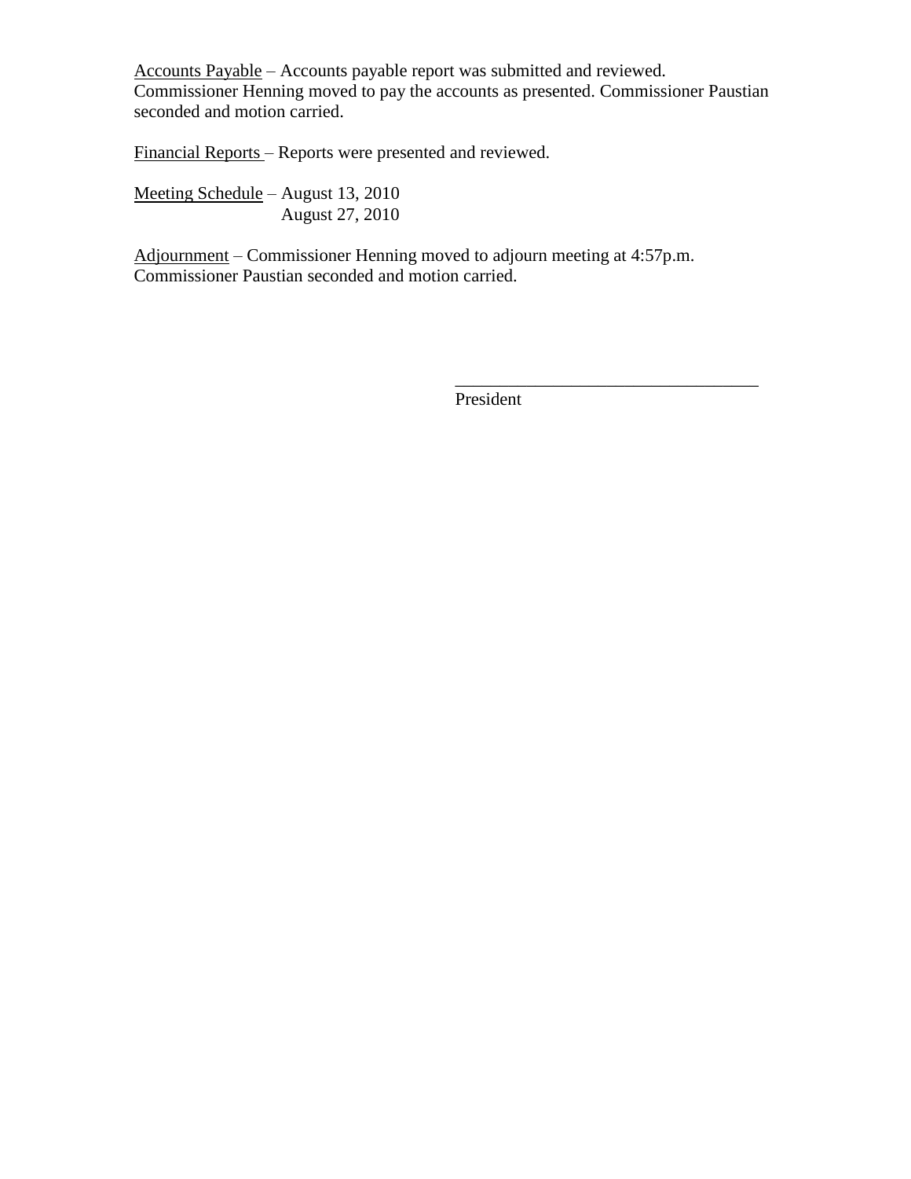Accounts Payable – Accounts payable report was submitted and reviewed. Commissioner Henning moved to pay the accounts as presented. Commissioner Paustian seconded and motion carried.

Financial Reports – Reports were presented and reviewed.

Meeting Schedule – August 13, 2010
August 27, 2010

Adjournment – Commissioner Henning moved to adjourn meeting at 4:57p.m. Commissioner Paustian seconded and motion carried.

___________________________________
President